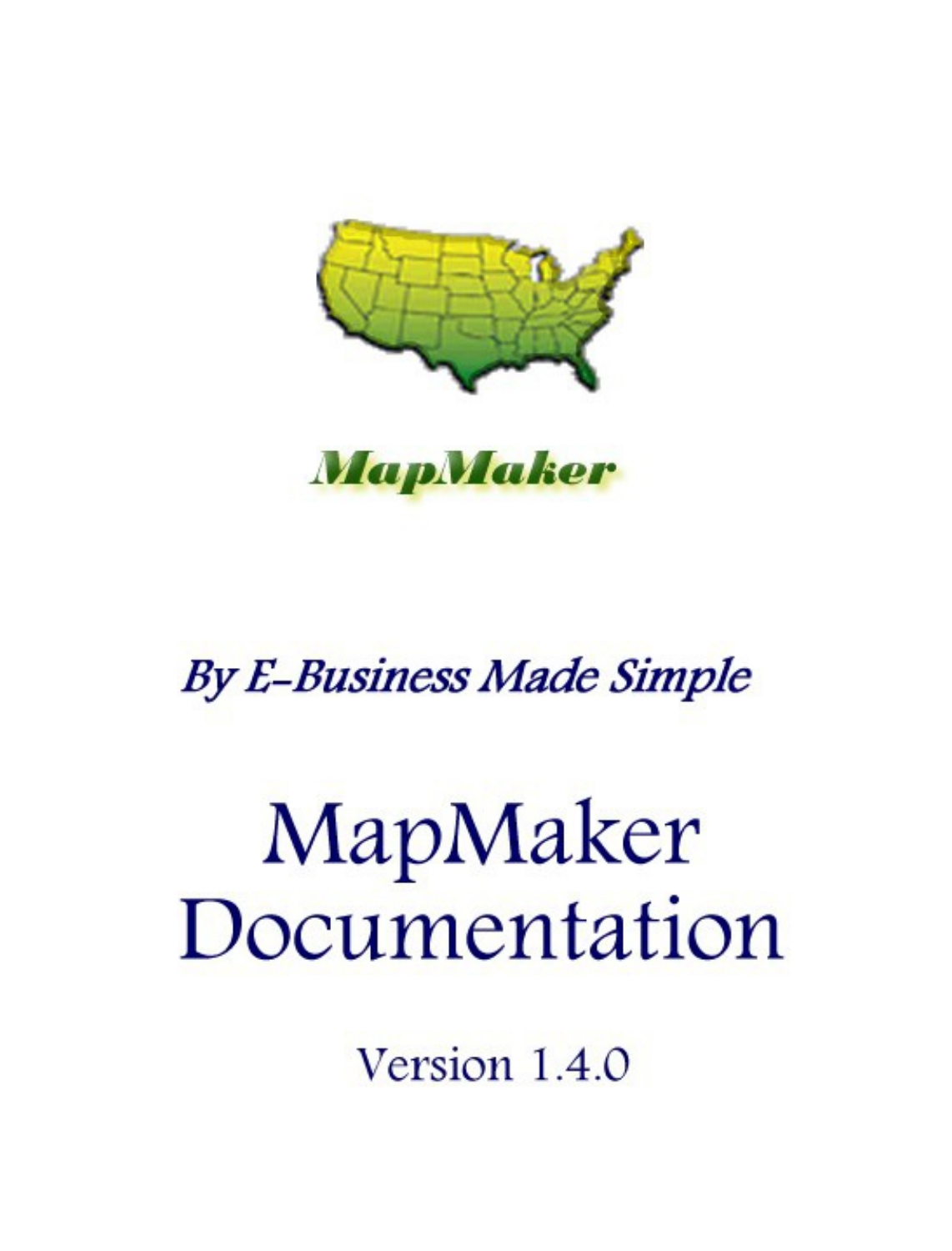*MapMaker*

*By E-Business Made Simple*

# MapMaker Documentation

Version 1.4.0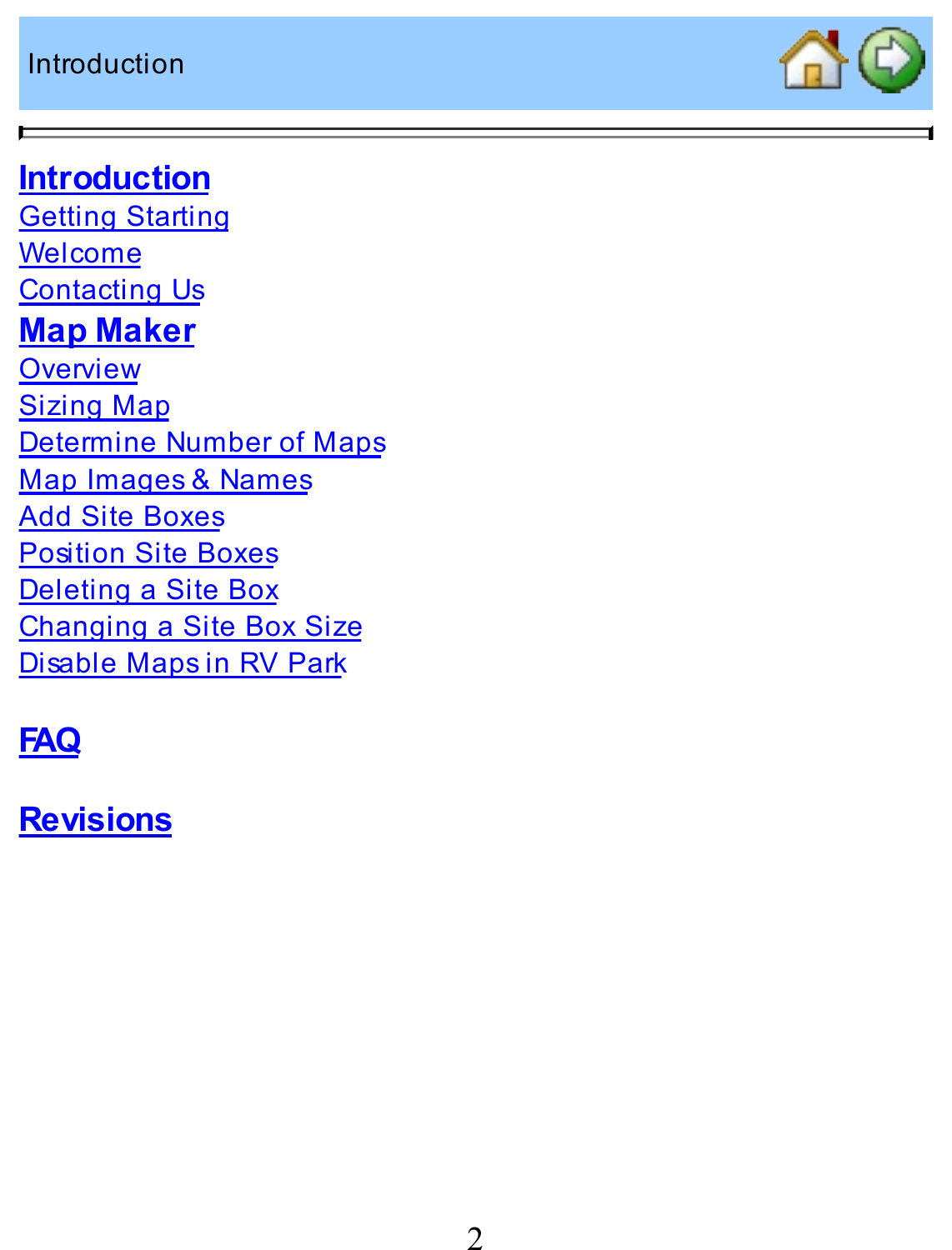Introduction

**Introduction**

Getting Starting

Welcome

Contacting Us

**Map Maker**

Overview

Sizing Map

Determine Number of Maps

Map Images & Names

Add Site Boxes

Position Site Boxes

Deleting a Site Box

Changing a Site Box Size

Disable Maps in RV Park

**FAQ**

**Revisions**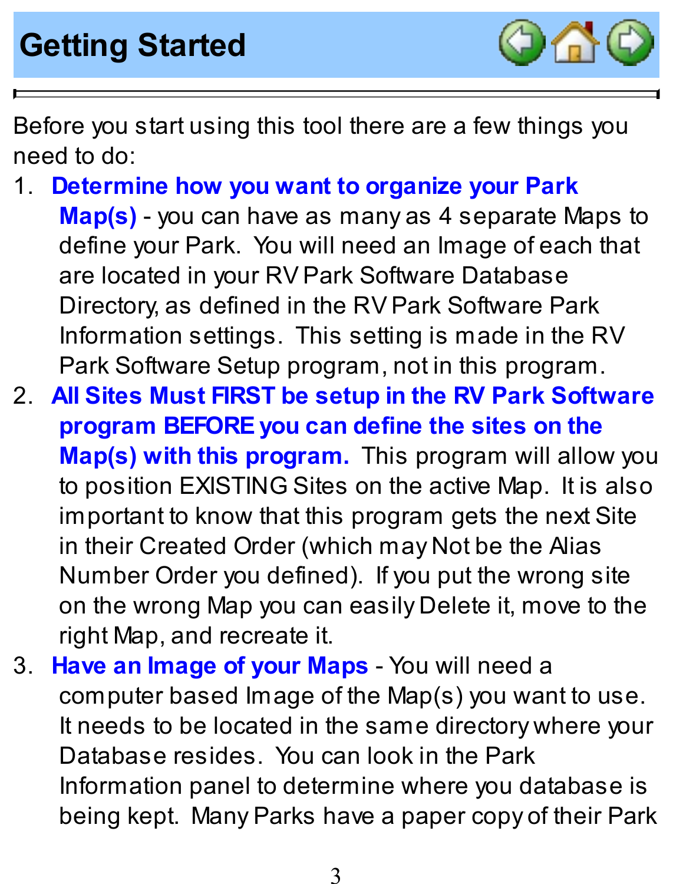# Getting Started

Before you start using this tool there are a few things you need to do:

1. **Determine how you want to organize your Park Map(s)** - you can have as many as 4 separate Maps to define your Park. You will need an Image of each that are located in your RV Park Software Database Directory, as defined in the RV Park Software Park Information settings. This setting is made in the RV Park Software Setup program, not in this program.
2. **All Sites Must FIRST be setup in the RV Park Software program BEFORE you can define the sites on the Map(s) with this program.** This program will allow you to position EXISTING Sites on the active Map. It is also important to know that this program gets the next Site in their Created Order (which may Not be the Alias Number Order you defined). If you put the wrong site on the wrong Map you can easily Delete it, move to the right Map, and recreate it.
3. **Have an Image of your Maps** - You will need a computer based Image of the Map(s) you want to use. It needs to be located in the same directory where your Database resides. You can look in the Park Information panel to determine where you database is being kept. Many Parks have a paper copy of their Park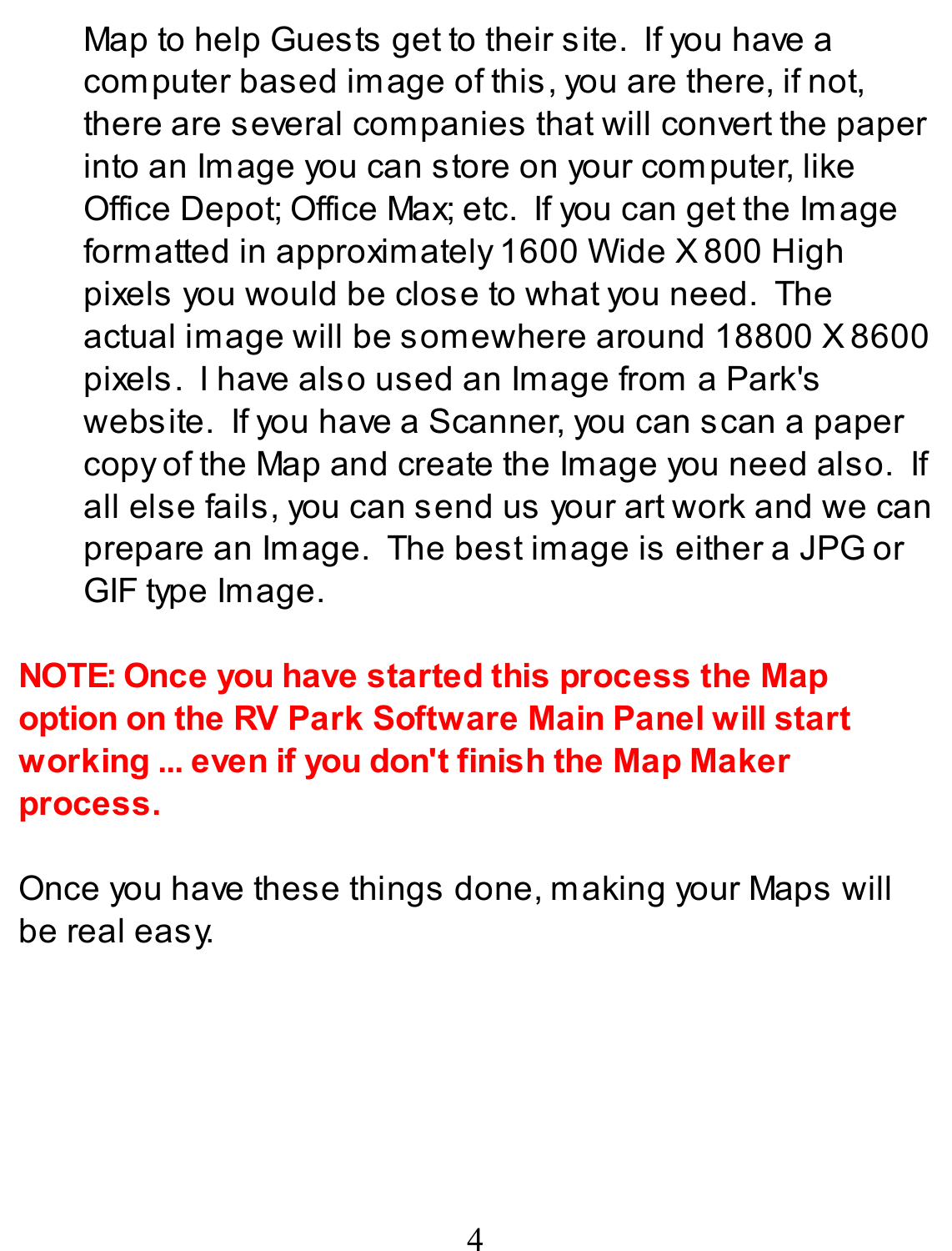Map to help Guests get to their site. If you have a computer based image of this, you are there, if not, there are several companies that will convert the paper into an Image you can store on your computer, like Office Depot; Office Max; etc. If you can get the Image formatted in approximately 1600 Wide X 800 High pixels you would be close to what you need. The actual image will be somewhere around 18800 X 8600 pixels. I have also used an Image from a Park's website. If you have a Scanner, you can scan a paper copy of the Map and create the Image you need also. If all else fails, you can send us your art work and we can prepare an Image. The best image is either a JPG or GIF type Image.

**NOTE: Once you have started this process the Map option on the RV Park Software Main Panel will start working ... even if you don't finish the Map Maker process.**

Once you have these things done, making your Maps will be real easy.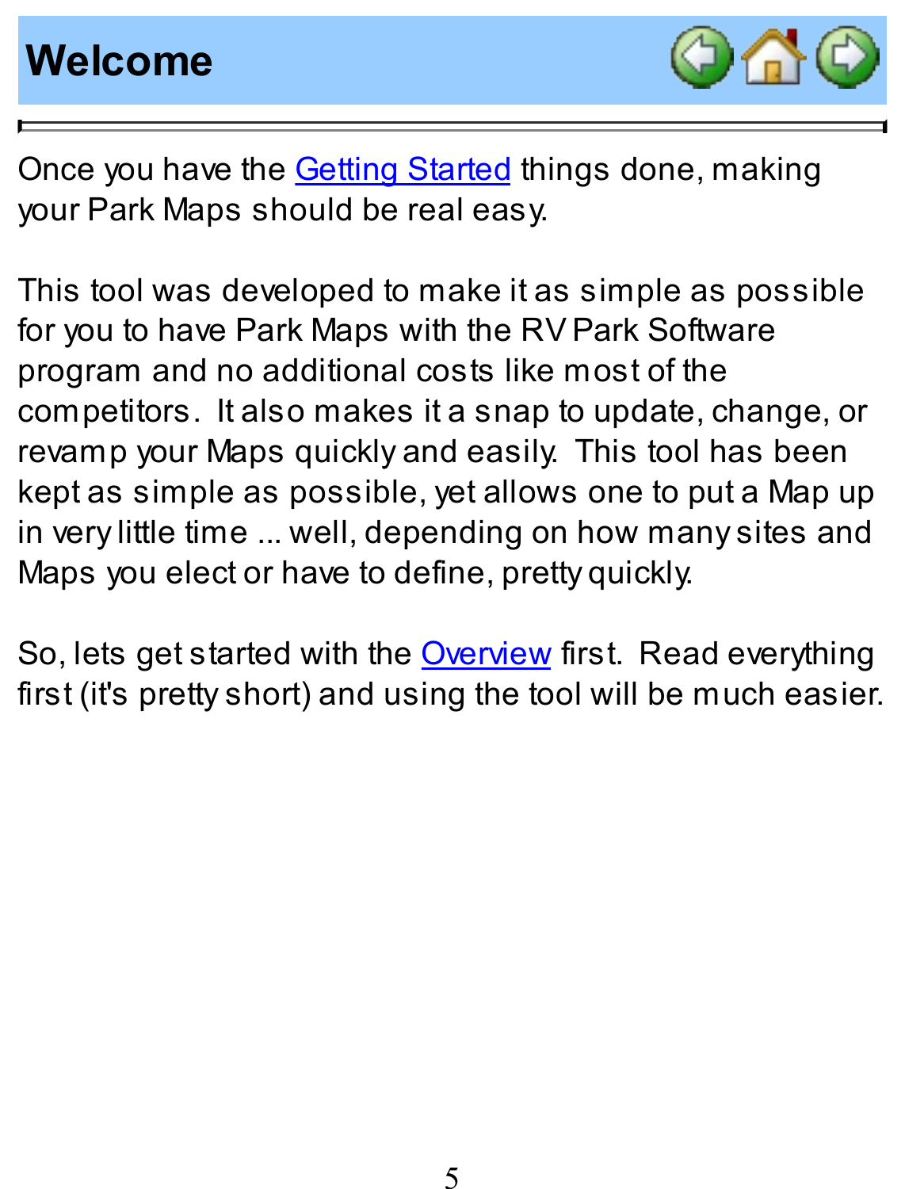# Welcome

Once you have the Getting Started things done, making your Park Maps should be real easy.

This tool was developed to make it as simple as possible for you to have Park Maps with the RV Park Software program and no additional costs like most of the competitors.  It also makes it a snap to update, change, or revamp your Maps quickly and easily.  This tool has been kept as simple as possible, yet allows one to put a Map up in very little time ... well, depending on how many sites and Maps you elect or have to define, pretty quickly.

So, lets get started with the Overview first.  Read everything first (it's pretty short) and using the tool will be much easier.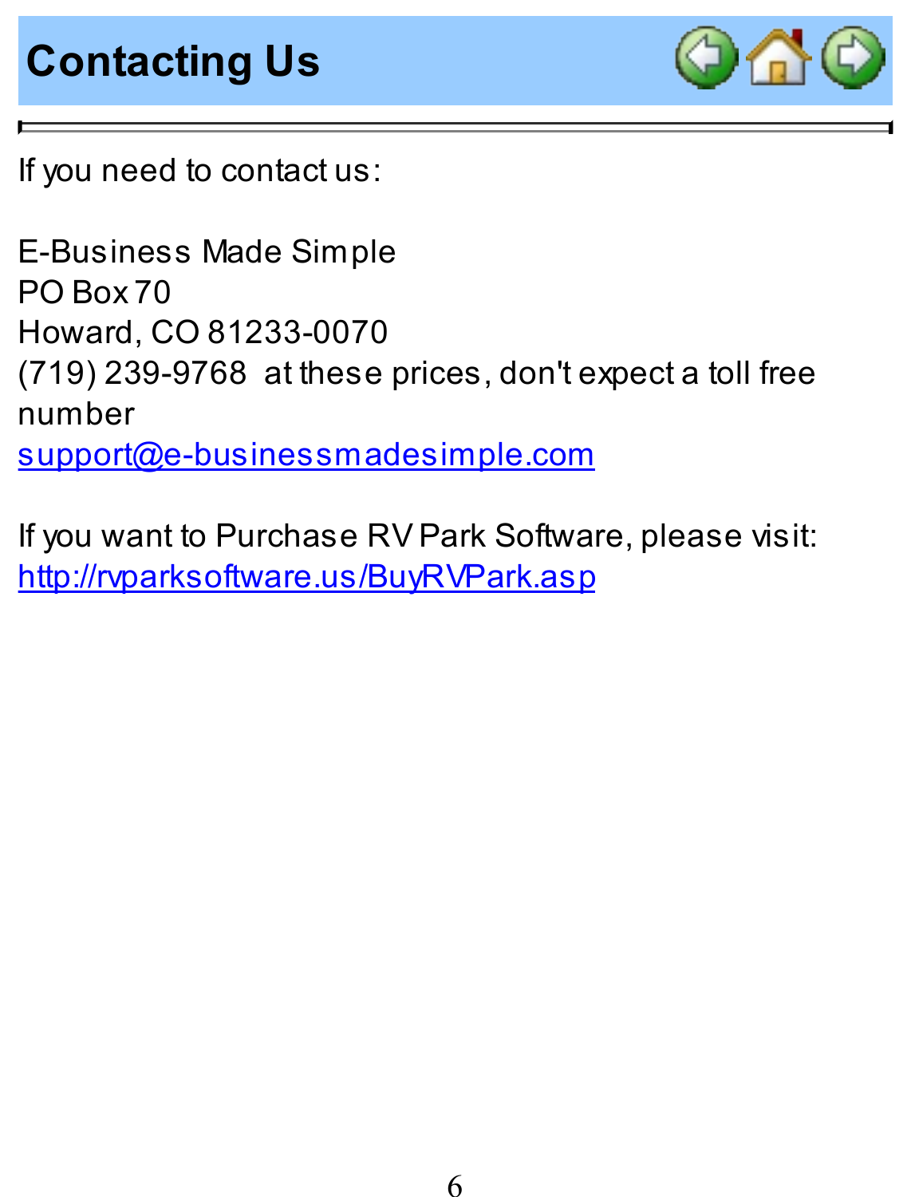# Contacting Us

---

If you need to contact us:

E-Business Made Simple  
PO Box 70  
Howard, CO 81233-0070  
(719) 239-9768  at these prices, don't expect a toll free number  
support@e-businessmadesimple.com

If you want to Purchase RV Park Software, please visit:  
http://rvparksoftware.us/BuyRVPark.asp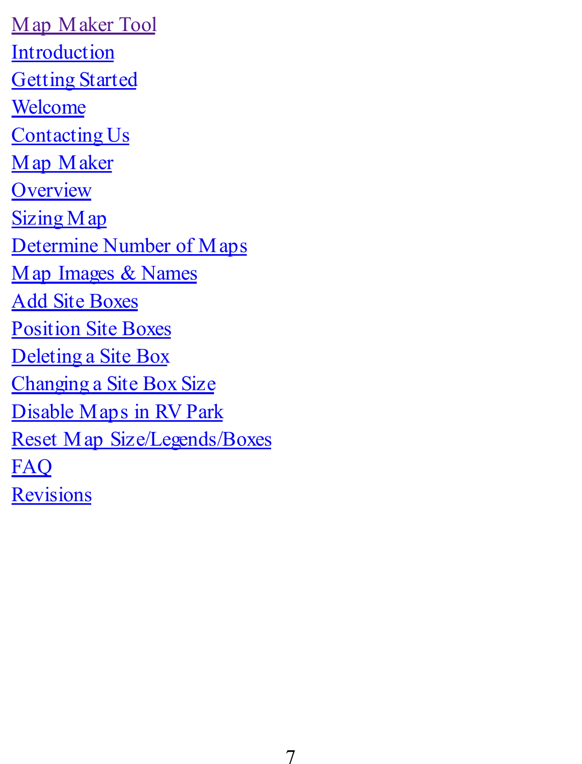Map Maker Tool
Introduction
Getting Started
Welcome
Contacting Us
Map Maker
Overview
Sizing Map
Determine Number of Maps
Map Images & Names
Add Site Boxes
Position Site Boxes
Deleting a Site Box
Changing a Site Box Size
Disable Maps in RV Park
Reset Map Size/Legends/Boxes
FAQ
Revisions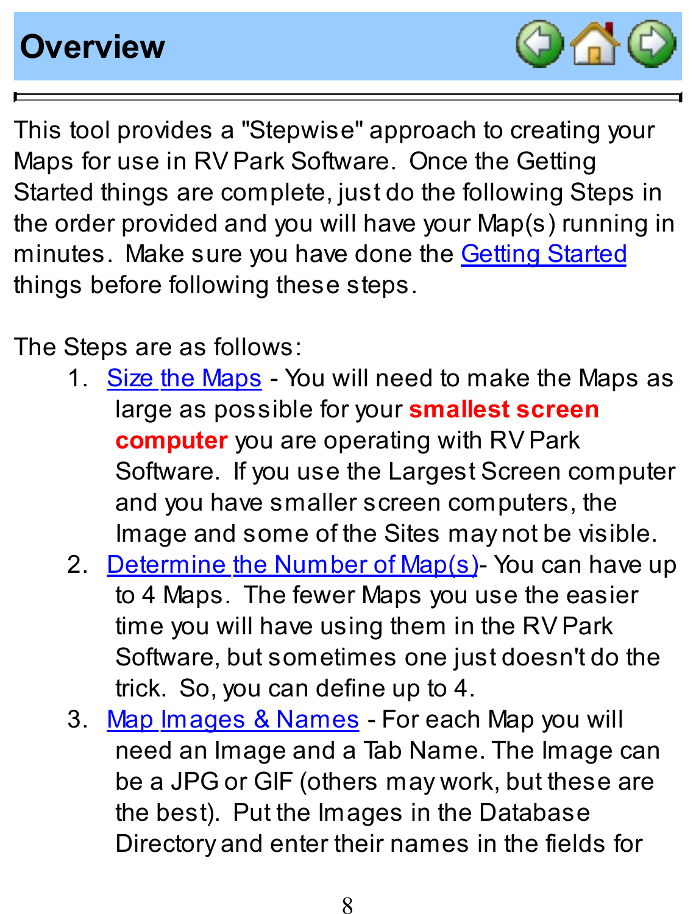# Overview

This tool provides a "Stepwise" approach to creating your Maps for use in RV Park Software. Once the Getting Started things are complete, just do the following Steps in the order provided and you will have your Map(s) running in minutes. Make sure you have done the Getting Started things before following these steps.

The Steps are as follows:

1. Size the Maps - You will need to make the Maps as large as possible for your **smallest screen computer** you are operating with RV Park Software. If you use the Largest Screen computer and you have smaller screen computers, the Image and some of the Sites may not be visible.
2. Determine the Number of Map(s)- You can have up to 4 Maps. The fewer Maps you use the easier time you will have using them in the RV Park Software, but sometimes one just doesn't do the trick. So, you can define up to 4.
3. Map Images & Names - For each Map you will need an Image and a Tab Name. The Image can be a JPG or GIF (others may work, but these are the best). Put the Images in the Database Directory and enter their names in the fields for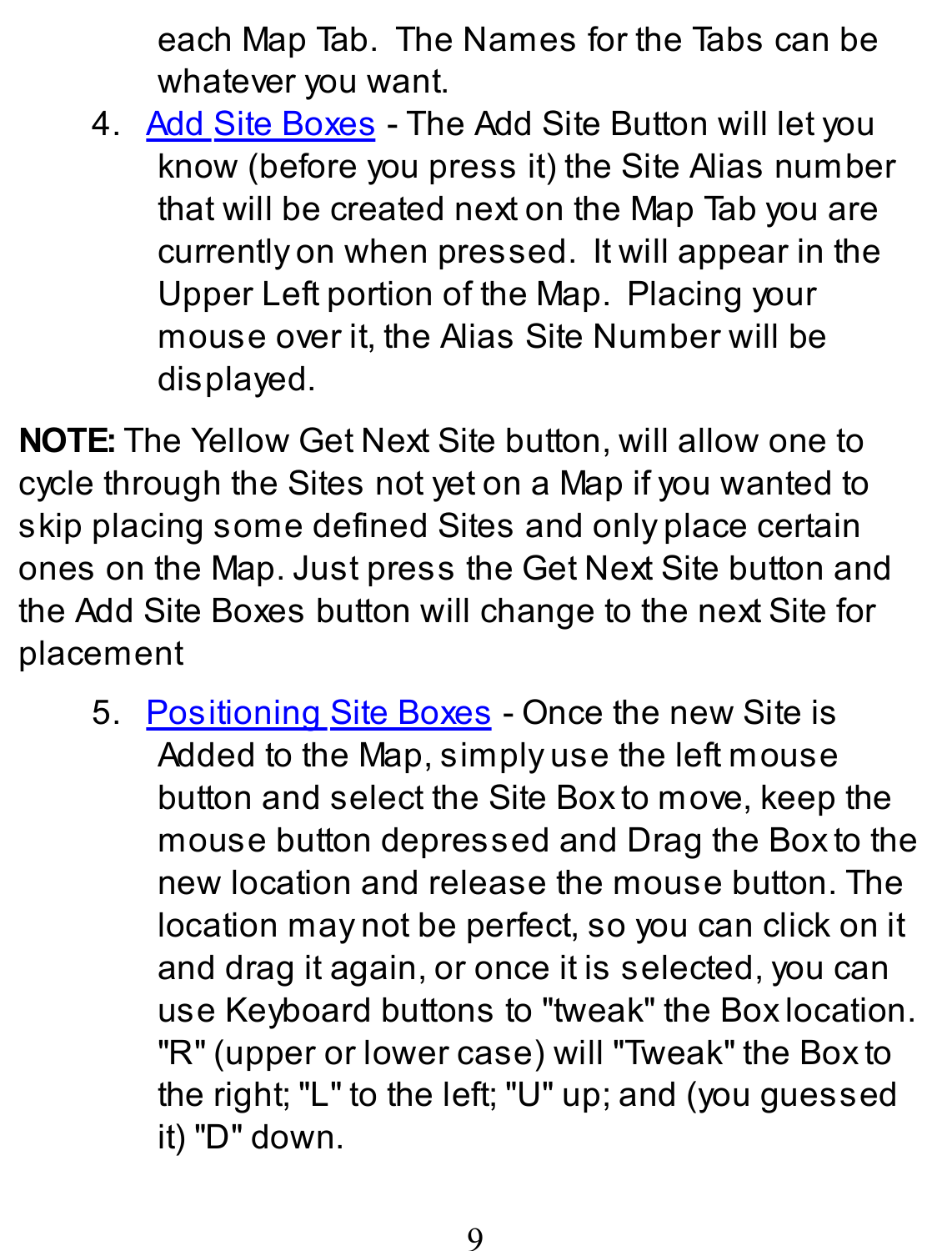each Map Tab. The Names for the Tabs can be whatever you want.

4. Add Site Boxes - The Add Site Button will let you know (before you press it) the Site Alias number that will be created next on the Map Tab you are currently on when pressed. It will appear in the Upper Left portion of the Map. Placing your mouse over it, the Alias Site Number will be displayed.

**NOTE:** The Yellow Get Next Site button, will allow one to cycle through the Sites not yet on a Map if you wanted to skip placing some defined Sites and only place certain ones on the Map. Just press the Get Next Site button and the Add Site Boxes button will change to the next Site for placement

5. Positioning Site Boxes - Once the new Site is Added to the Map, simply use the left mouse button and select the Site Box to move, keep the mouse button depressed and Drag the Box to the new location and release the mouse button. The location may not be perfect, so you can click on it and drag it again, or once it is selected, you can use Keyboard buttons to "tweak" the Box location. "R" (upper or lower case) will "Tweak" the Box to the right; "L" to the left; "U" up; and (you guessed it) "D" down.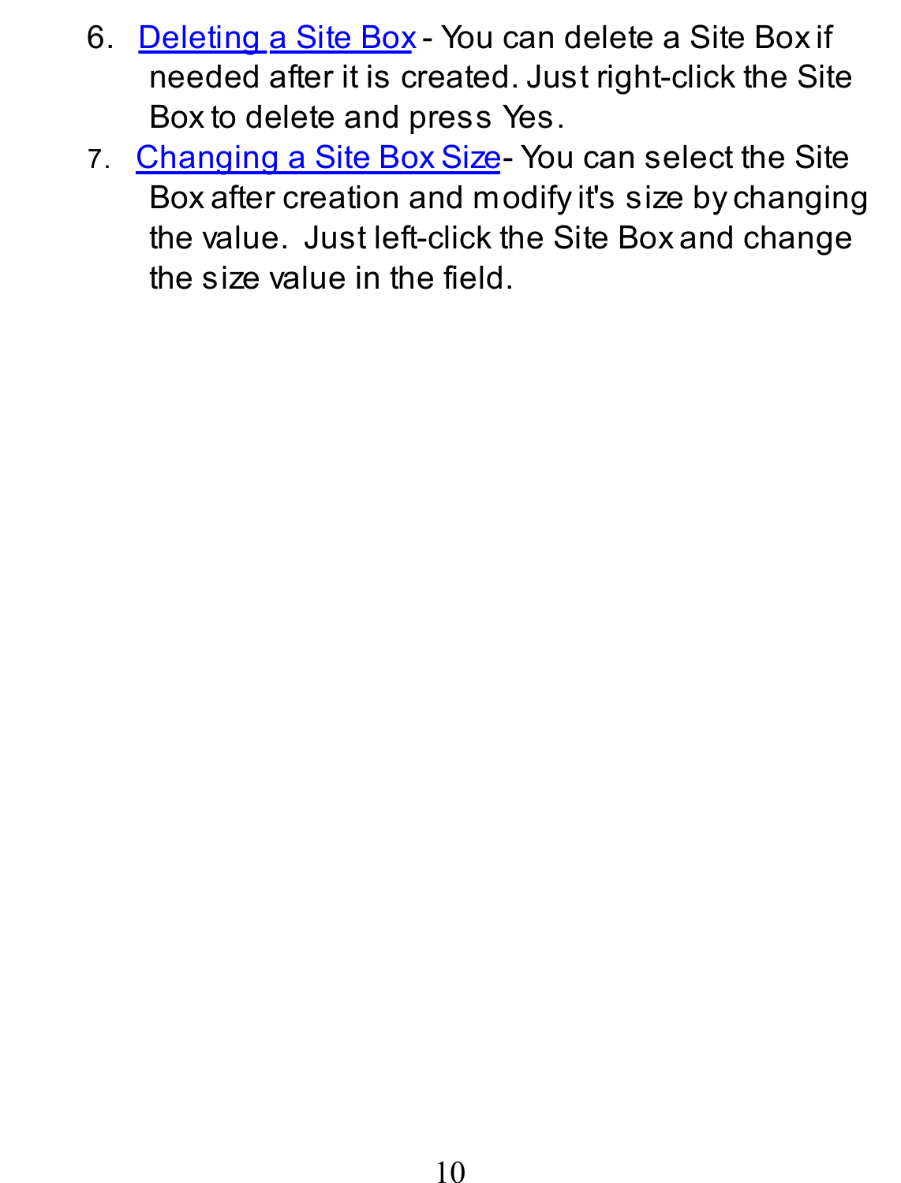6. Deleting a Site Box - You can delete a Site Box if needed after it is created. Just right-click the Site Box to delete and press Yes.
7. Changing a Site Box Size- You can select the Site Box after creation and modify it's size by changing the value. Just left-click the Site Box and change the size value in the field.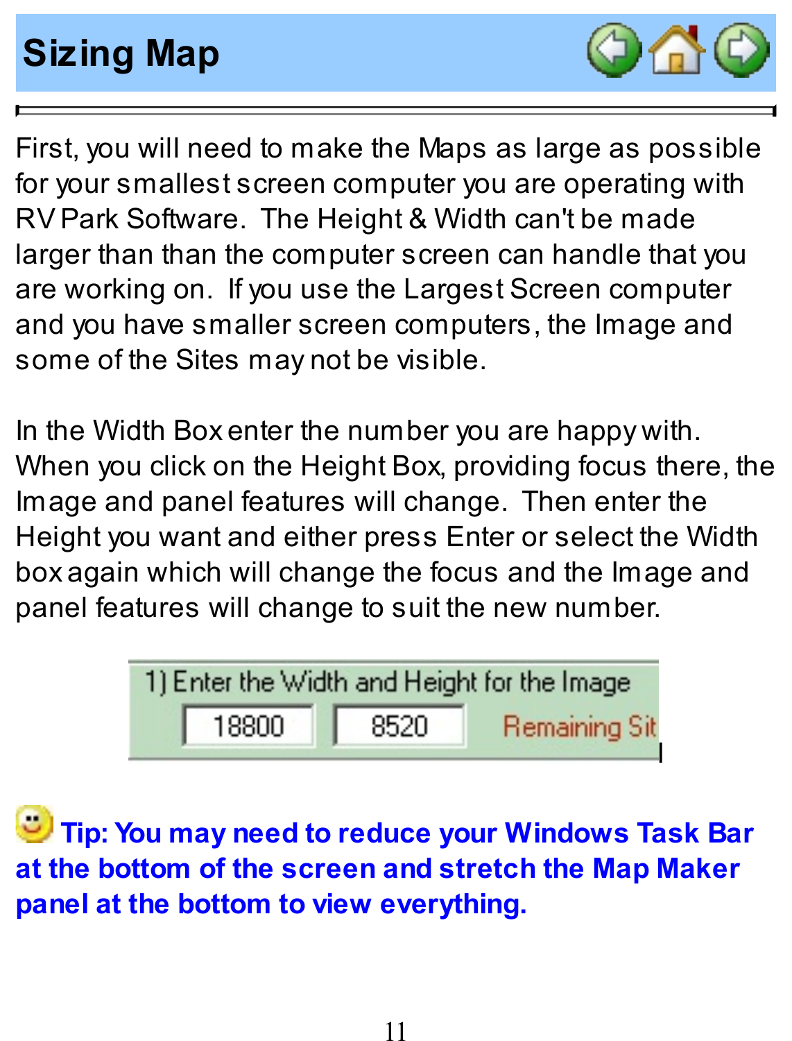# Sizing Map

First, you will need to make the Maps as large as possible for your smallest screen computer you are operating with RV Park Software. The Height & Width can't be made larger than than the computer screen can handle that you are working on. If you use the Largest Screen computer and you have smaller screen computers, the Image and some of the Sites may not be visible.

In the Width Box enter the number you are happy with. When you click on the Height Box, providing focus there, the Image and panel features will change. Then enter the Height you want and either press Enter or select the Width box again which will change the focus and the Image and panel features will change to suit the new number.

**Tip: You may need to reduce your Windows Task Bar at the bottom of the screen and stretch the Map Maker panel at the bottom to view everything.**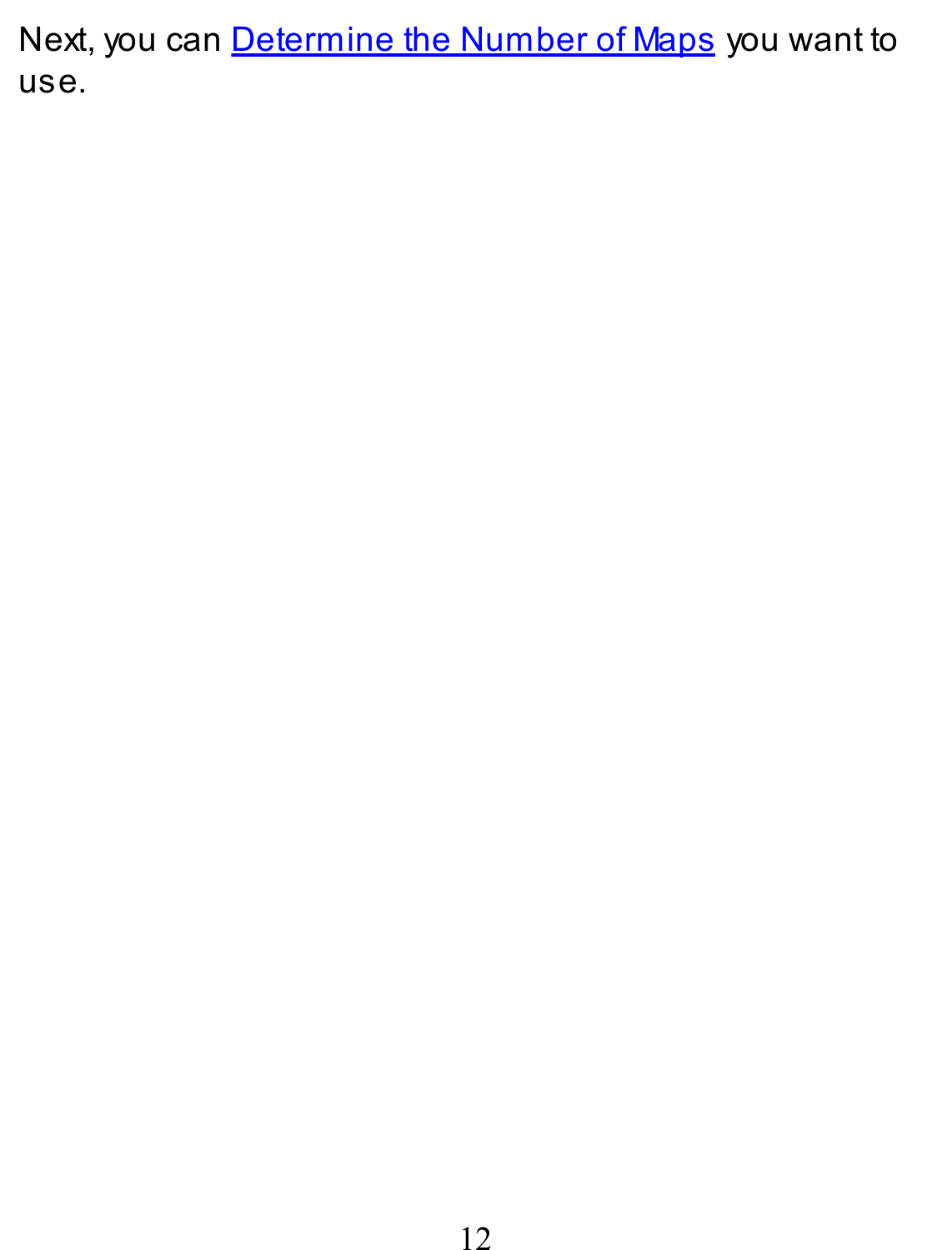Next, you can Determine the Number of Maps you want to use.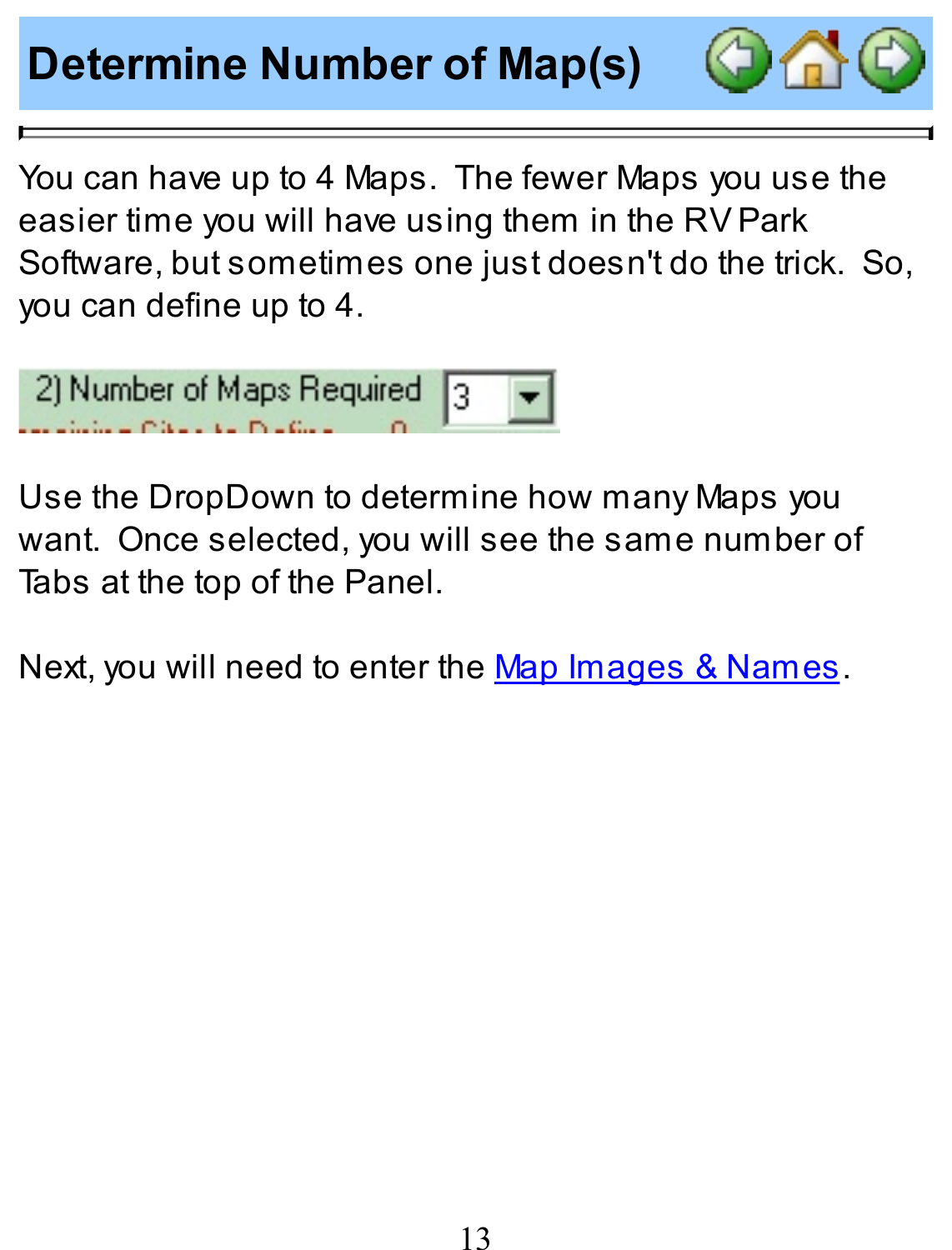# Determine Number of Map(s)

You can have up to 4 Maps. The fewer Maps you use the easier time you will have using them in the RV Park Software, but sometimes one just doesn't do the trick. So, you can define up to 4.

Use the DropDown to determine how many Maps you want. Once selected, you will see the same number of Tabs at the top of the Panel.

Next, you will need to enter the Map Images & Names.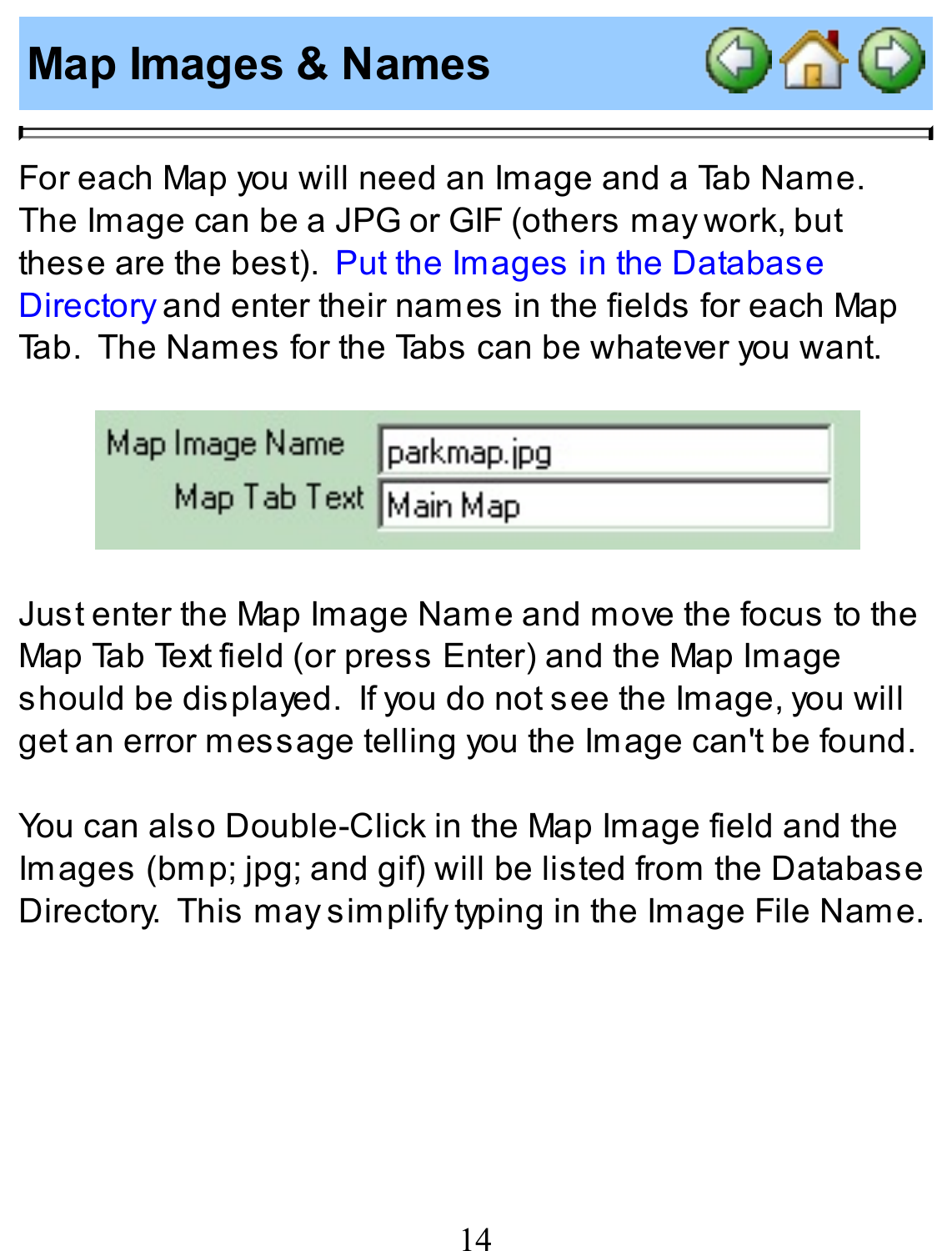# Map Images & Names

For each Map you will need an Image and a Tab Name. The Image can be a JPG or GIF (others may work, but these are the best). Put the Images in the Database Directory and enter their names in the fields for each Map Tab. The Names for the Tabs can be whatever you want.

| Map Image Name | parkmap.jpg |
| --- | --- |
| Map Tab Text | Main Map |

Just enter the Map Image Name and move the focus to the Map Tab Text field (or press Enter) and the Map Image should be displayed. If you do not see the Image, you will get an error message telling you the Image can't be found.

You can also Double-Click in the Map Image field and the Images (bmp; jpg; and gif) will be listed from the Database Directory. This may simplify typing in the Image File Name.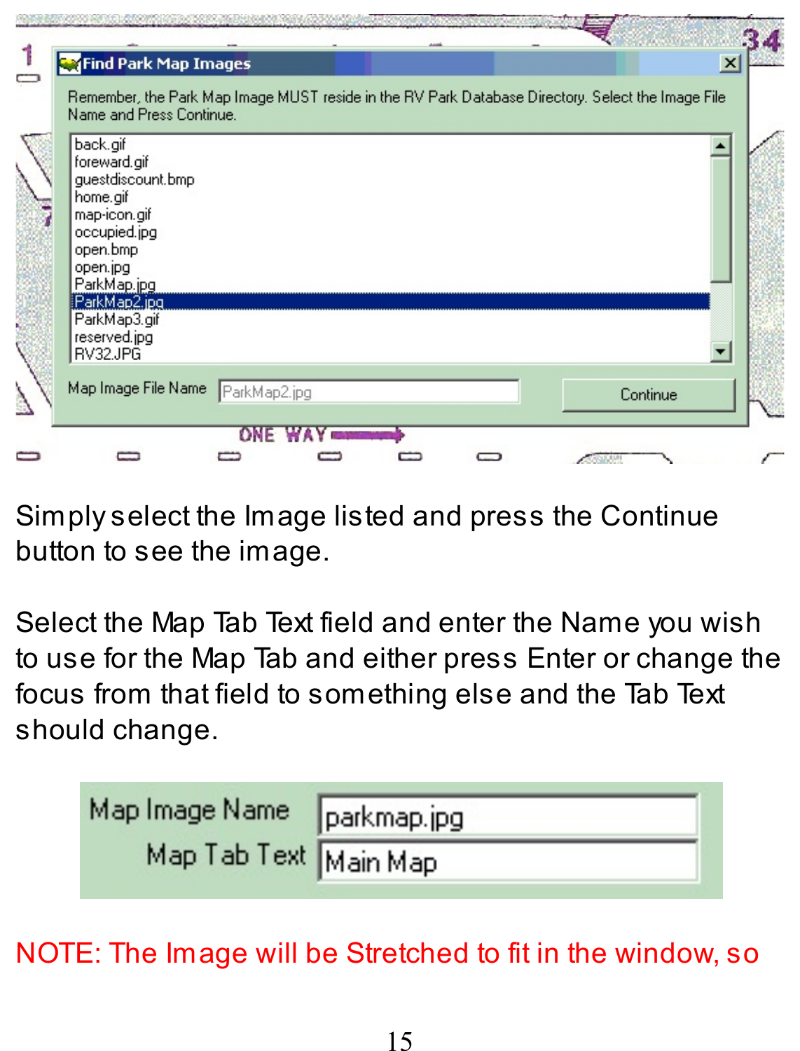Simply select the Image listed and press the Continue button to see the image.

Select the Map Tab Text field and enter the Name you wish to use for the Map Tab and either press Enter or change the focus from that field to something else and the Tab Text should change.

NOTE: The Image will be Stretched to fit in the window, so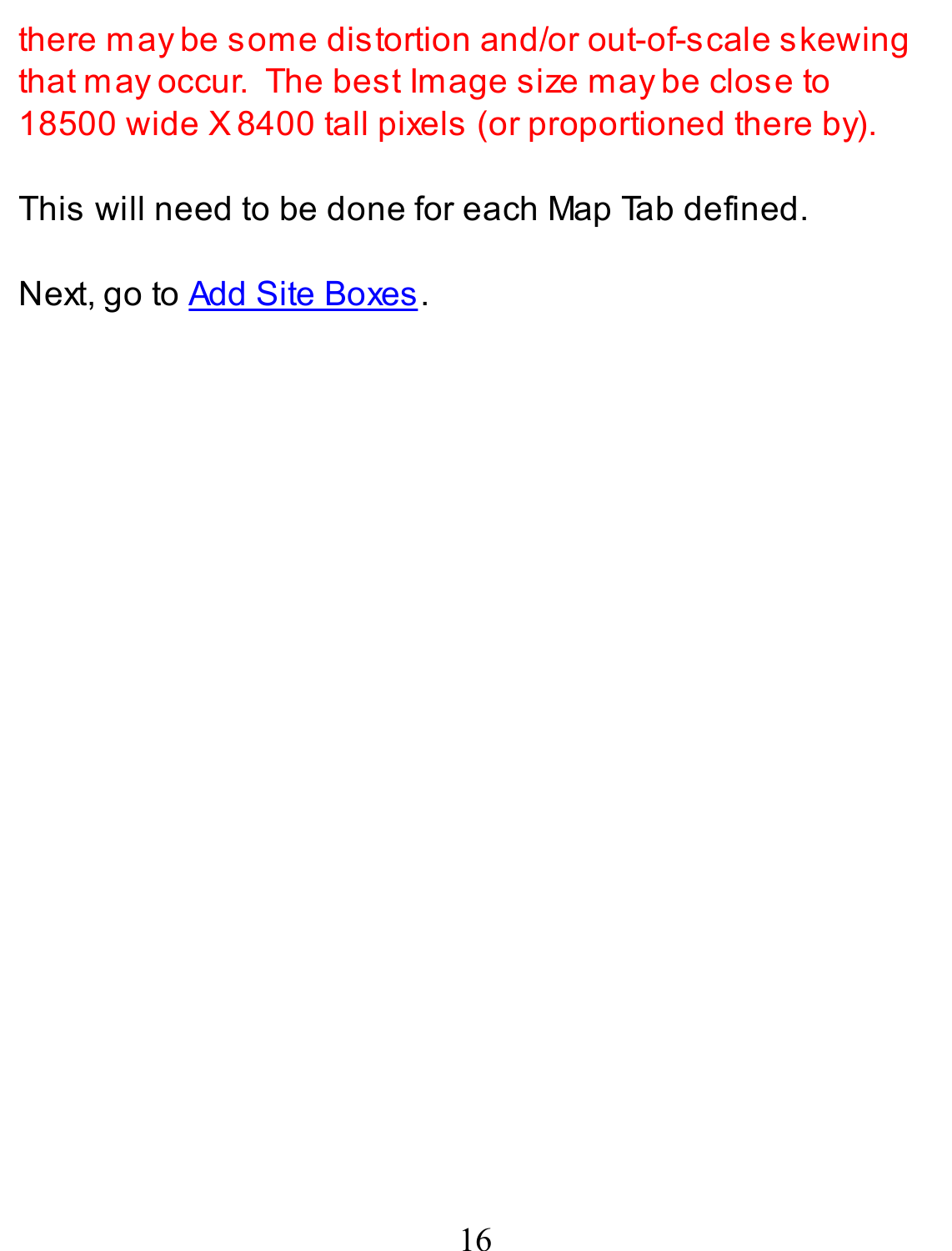there may be some distortion and/or out-of-scale skewing that may occur.  The best Image size may be close to 18500 wide X 8400 tall pixels (or proportioned there by).

This will need to be done for each Map Tab defined.

Next, go to Add Site Boxes.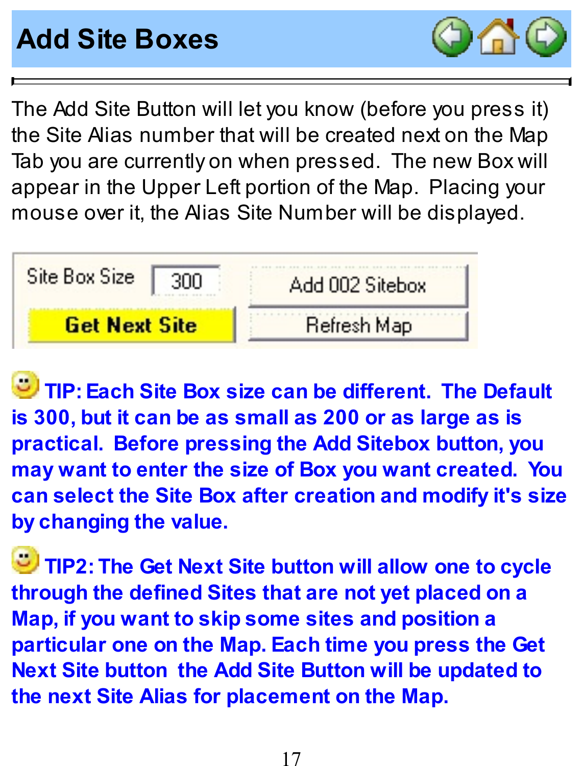# Add Site Boxes

The Add Site Button will let you know (before you press it) the Site Alias number that will be created next on the Map Tab you are currently on when pressed. The new Box will appear in the Upper Left portion of the Map. Placing your mouse over it, the Alias Site Number will be displayed.

Site Box Size 300 | Add 002 Sitebox
Get Next Site | Refresh Map

**TIP: Each Site Box size can be different. The Default is 300, but it can be as small as 200 or as large as is practical. Before pressing the Add Sitebox button, you may want to enter the size of Box you want created. You can select the Site Box after creation and modify it's size by changing the value.**

**TIP2: The Get Next Site button will allow one to cycle through the defined Sites that are not yet placed on a Map, if you want to skip some sites and position a particular one on the Map. Each time you press the Get Next Site button the Add Site Button will be updated to the next Site Alias for placement on the Map.**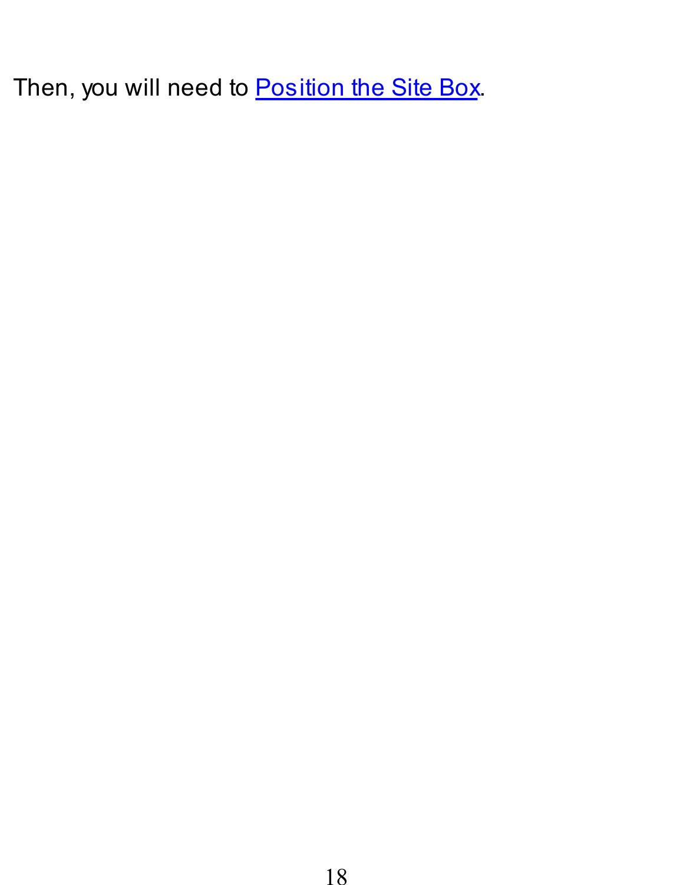Then, you will need to Position the Site Box.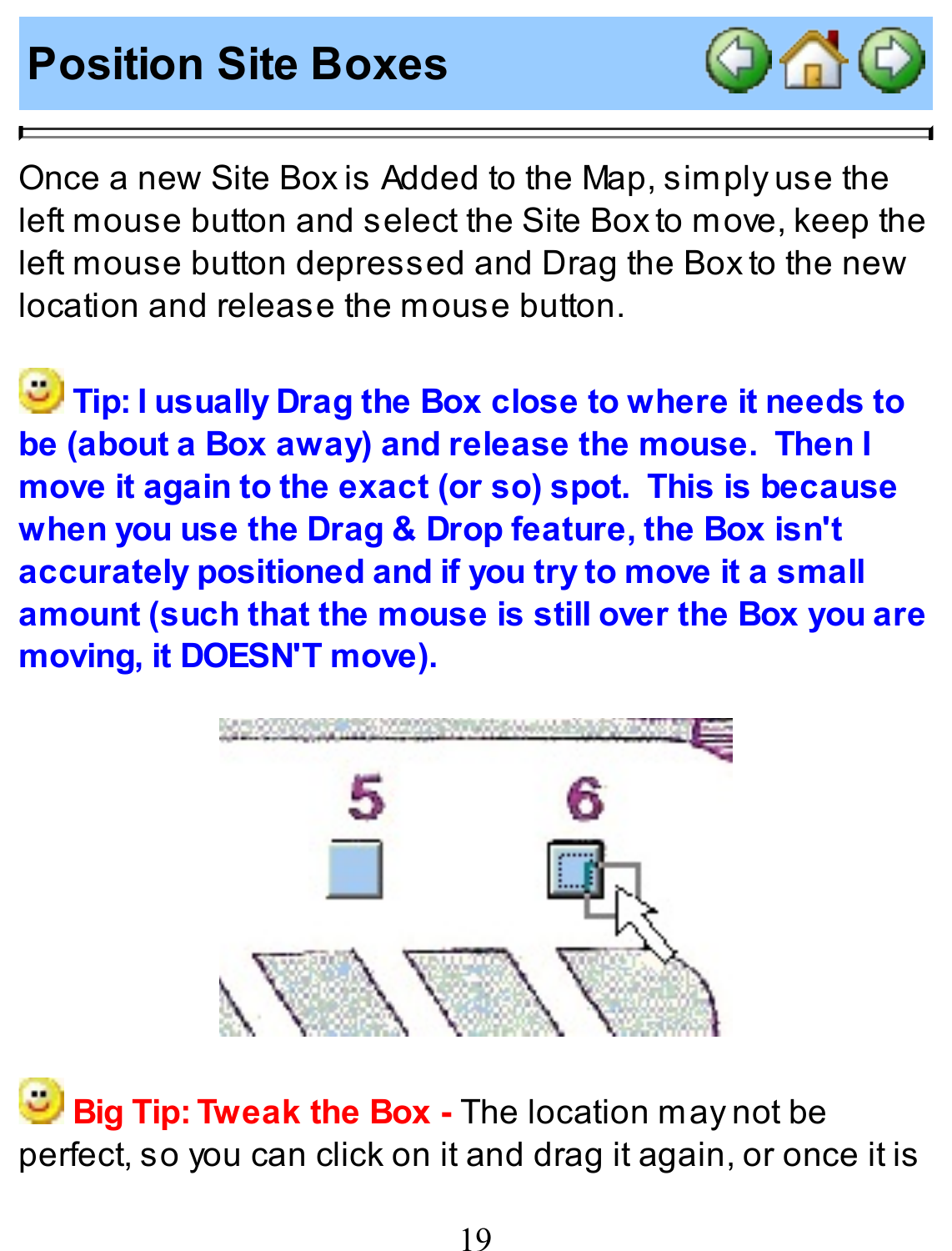# Position Site Boxes

Once a new Site Box is Added to the Map, simply use the left mouse button and select the Site Box to move, keep the left mouse button depressed and Drag the Box to the new location and release the mouse button.

**Tip: I usually Drag the Box close to where it needs to be (about a Box away) and release the mouse. Then I move it again to the exact (or so) spot. This is because when you use the Drag & Drop feature, the Box isn't accurately positioned and if you try to move it a small amount (such that the mouse is still over the Box you are moving, it DOESN'T move).**

**Big Tip: Tweak the Box -** The location may not be perfect, so you can click on it and drag it again, or once it is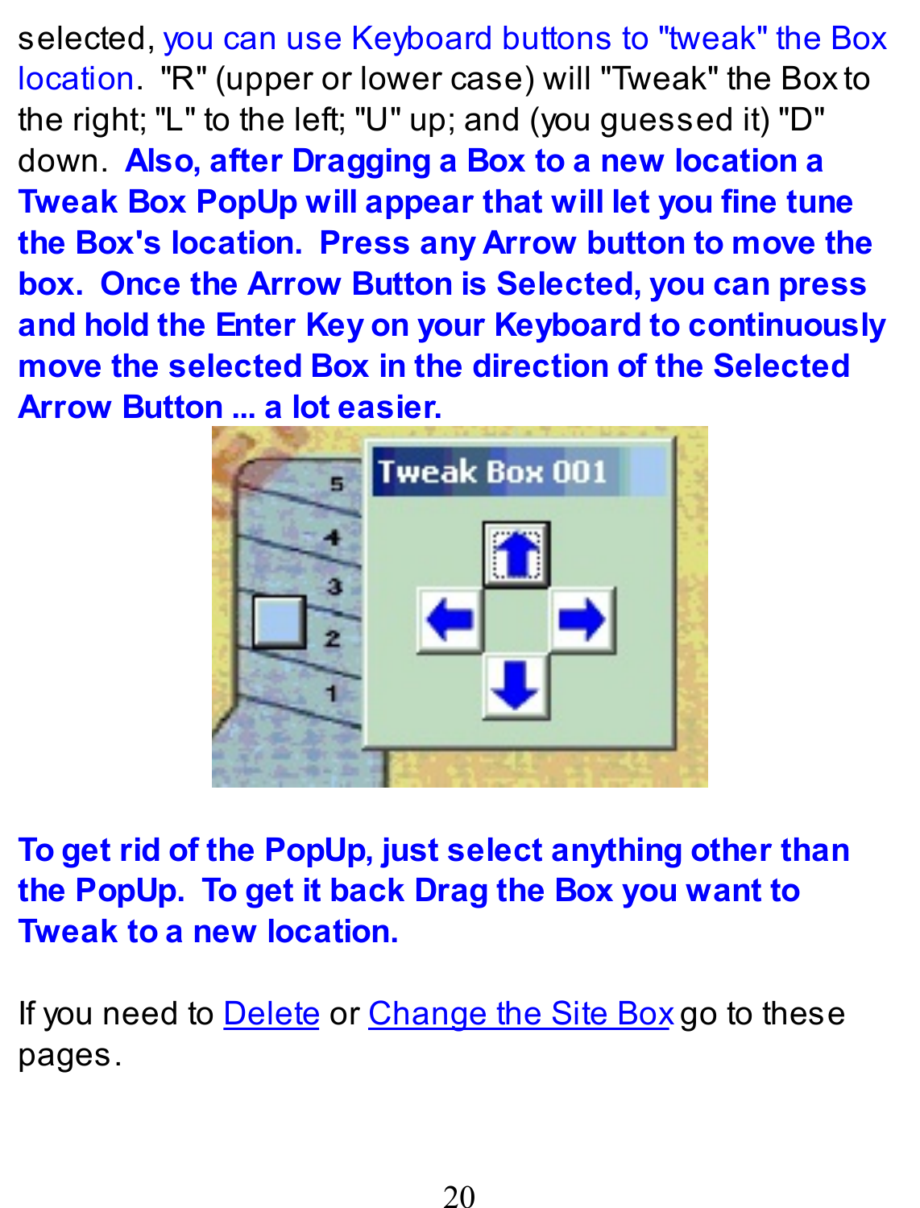selected, you can use Keyboard buttons to "tweak" the Box location. "R" (upper or lower case) will "Tweak" the Box to the right; "L" to the left; "U" up; and (you guessed it) "D" down. **Also, after Dragging a Box to a new location a Tweak Box PopUp will appear that will let you fine tune the Box's location. Press any Arrow button to move the box. Once the Arrow Button is Selected, you can press and hold the Enter Key on your Keyboard to continuously move the selected Box in the direction of the Selected Arrow Button ... a lot easier.**

**To get rid of the PopUp, just select anything other than the PopUp. To get it back Drag the Box you want to Tweak to a new location.**

If you need to [Delete]() or [Change the Site Box]() go to these pages.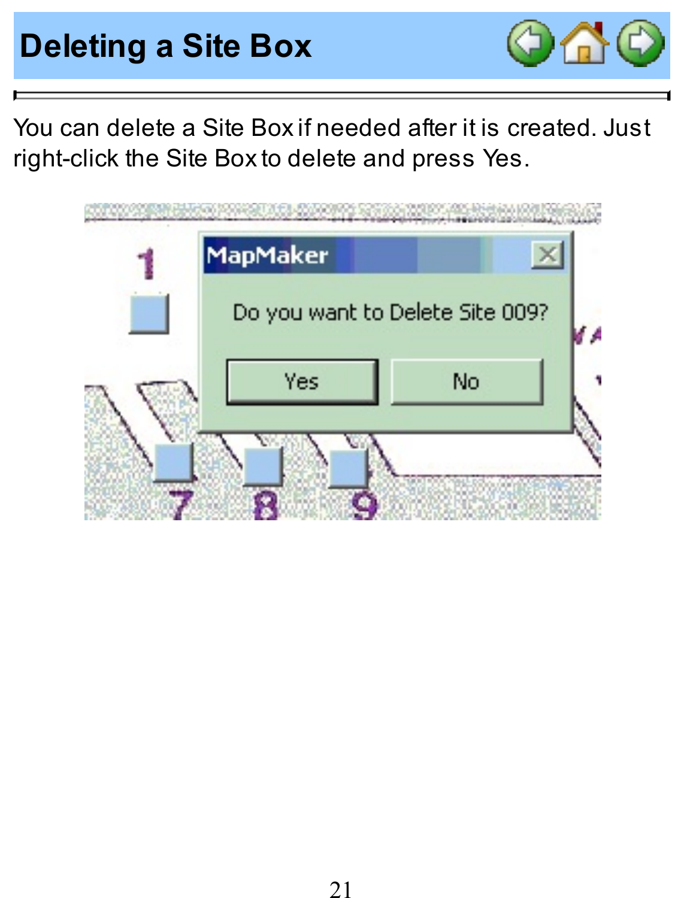# Deleting a Site Box

You can delete a Site Box if needed after it is created. Just right-click the Site Box to delete and press Yes.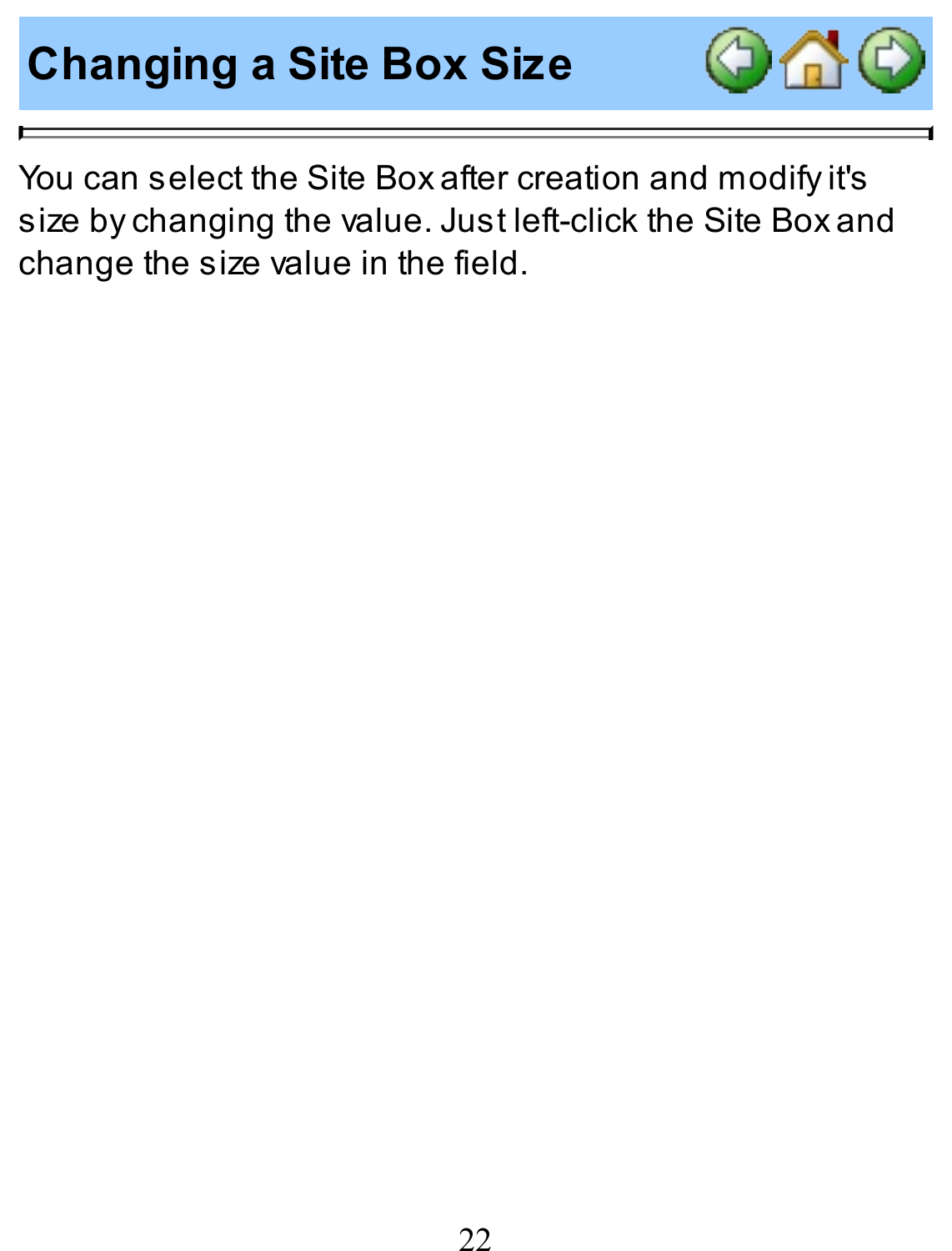# Changing a Site Box Size

You can select the Site Box after creation and modify it's size by changing the value. Just left-click the Site Box and change the size value in the field.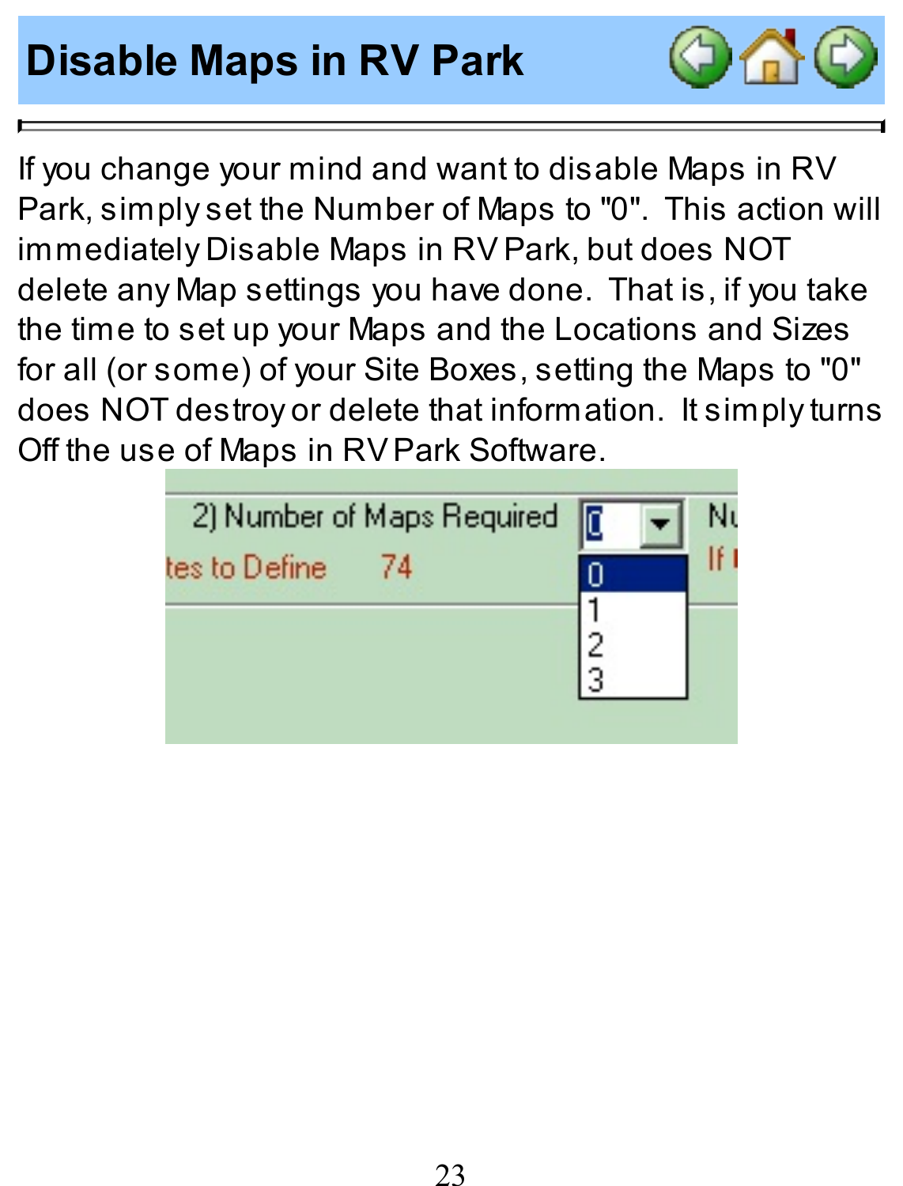# Disable Maps in RV Park

If you change your mind and want to disable Maps in RV Park, simply set the Number of Maps to "0". This action will immediately Disable Maps in RV Park, but does NOT delete any Map settings you have done. That is, if you take the time to set up your Maps and the Locations and Sizes for all (or some) of your Site Boxes, setting the Maps to "0" does NOT destroy or delete that information. It simply turns Off the use of Maps in RV Park Software.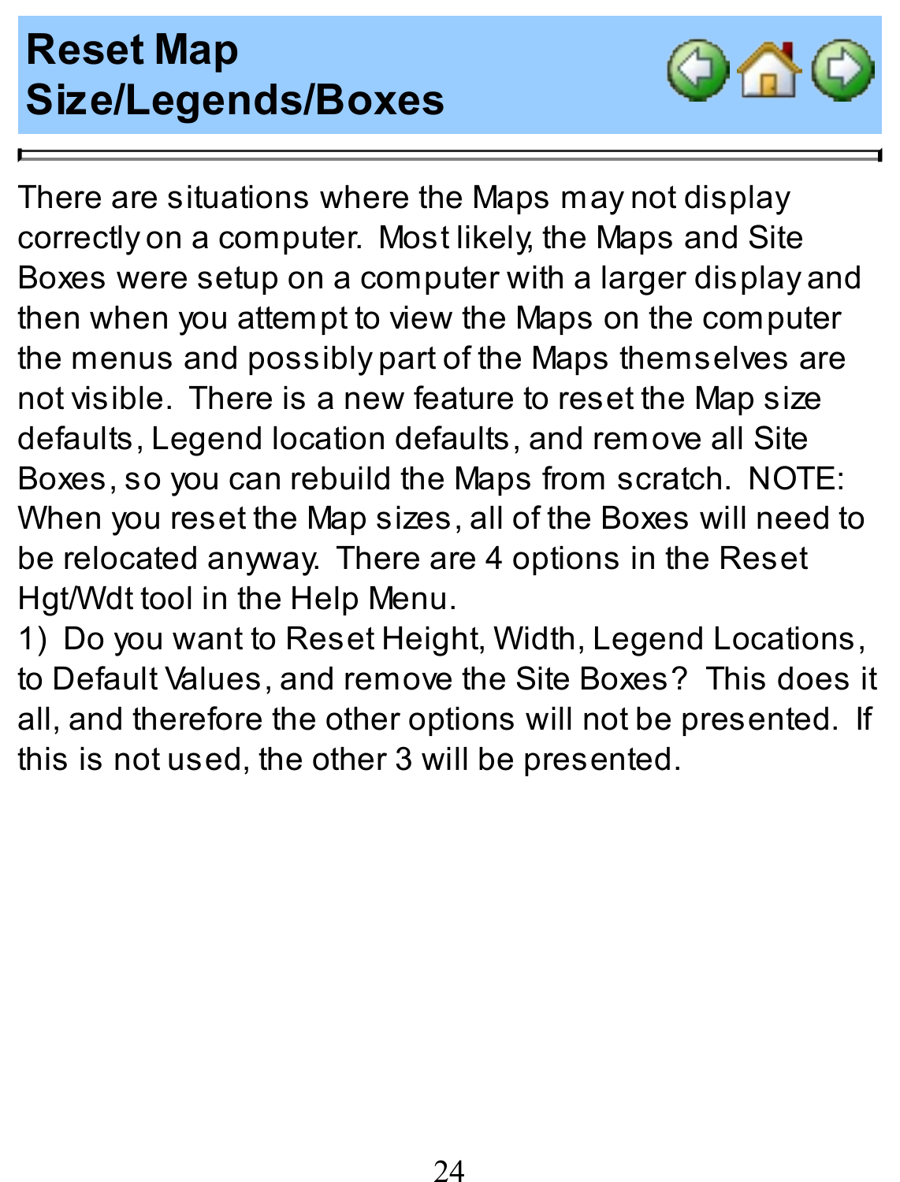# Reset Map Size/Legends/Boxes

There are situations where the Maps may not display correctly on a computer. Most likely, the Maps and Site Boxes were setup on a computer with a larger display and then when you attempt to view the Maps on the computer the menus and possibly part of the Maps themselves are not visible. There is a new feature to reset the Map size defaults, Legend location defaults, and remove all Site Boxes, so you can rebuild the Maps from scratch. NOTE: When you reset the Map sizes, all of the Boxes will need to be relocated anyway. There are 4 options in the Reset Hgt/Wdt tool in the Help Menu.

1) Do you want to Reset Height, Width, Legend Locations, to Default Values, and remove the Site Boxes? This does it all, and therefore the other options will not be presented. If this is not used, the other 3 will be presented.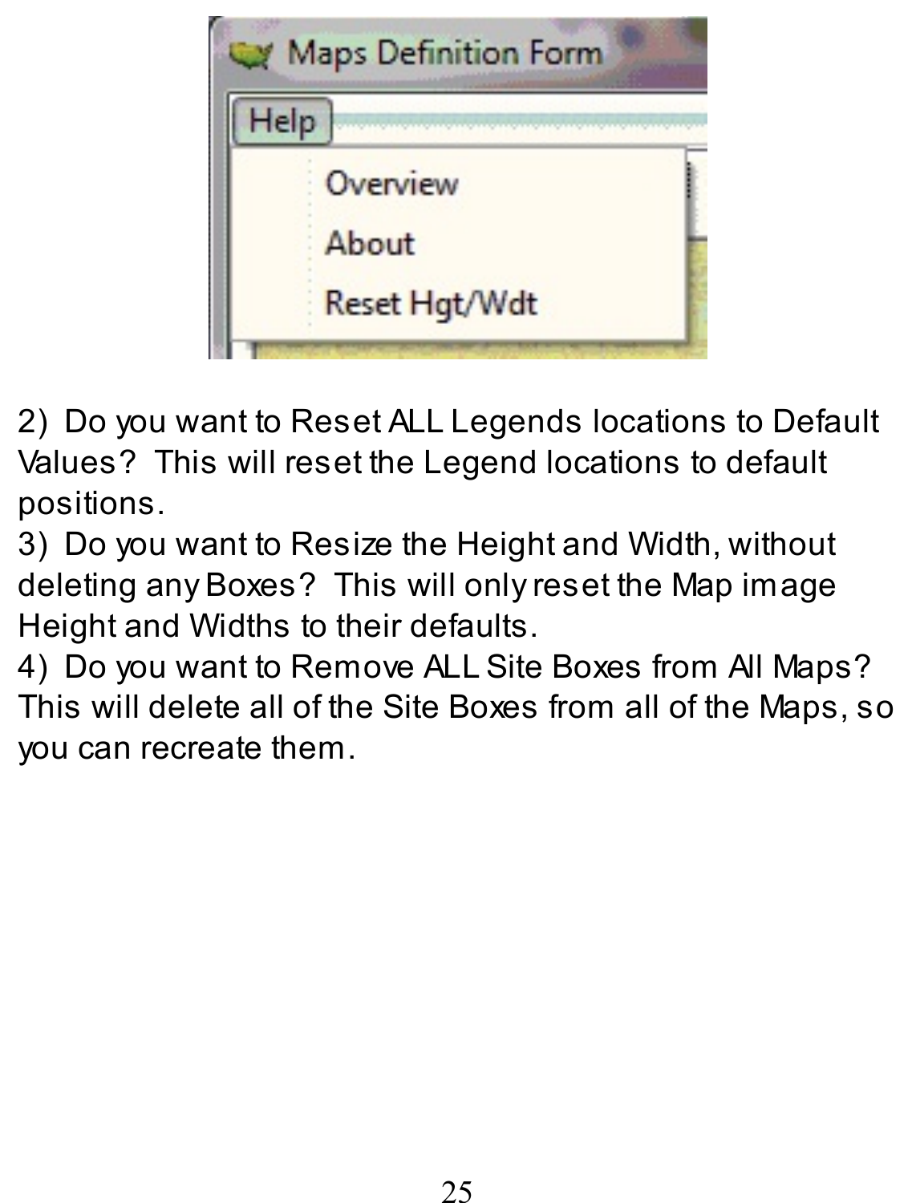2) Do you want to Reset ALL Legends locations to Default Values? This will reset the Legend locations to default positions.

3) Do you want to Resize the Height and Width, without deleting any Boxes? This will only reset the Map image Height and Widths to their defaults.

4) Do you want to Remove ALL Site Boxes from All Maps? This will delete all of the Site Boxes from all of the Maps, so you can recreate them.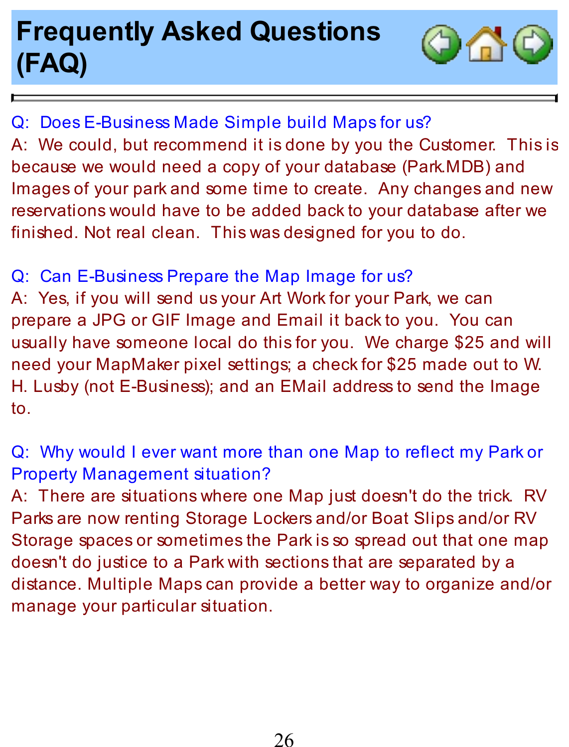# Frequently Asked Questions (FAQ)

Q: Does E-Business Made Simple build Maps for us?
A: We could, but recommend it is done by you the Customer. This is because we would need a copy of your database (Park.MDB) and Images of your park and some time to create. Any changes and new reservations would have to be added back to your database after we finished. Not real clean. This was designed for you to do.

Q: Can E-Business Prepare the Map Image for us?
A: Yes, if you will send us your Art Work for your Park, we can prepare a JPG or GIF Image and Email it back to you. You can usually have someone local do this for you. We charge $25 and will need your MapMaker pixel settings; a check for $25 made out to W. H. Lusby (not E-Business); and an EMail address to send the Image to.

Q: Why would I ever want more than one Map to reflect my Park or Property Management situation?
A: There are situations where one Map just doesn't do the trick. RV Parks are now renting Storage Lockers and/or Boat Slips and/or RV Storage spaces or sometimes the Park is so spread out that one map doesn't do justice to a Park with sections that are separated by a distance. Multiple Maps can provide a better way to organize and/or manage your particular situation.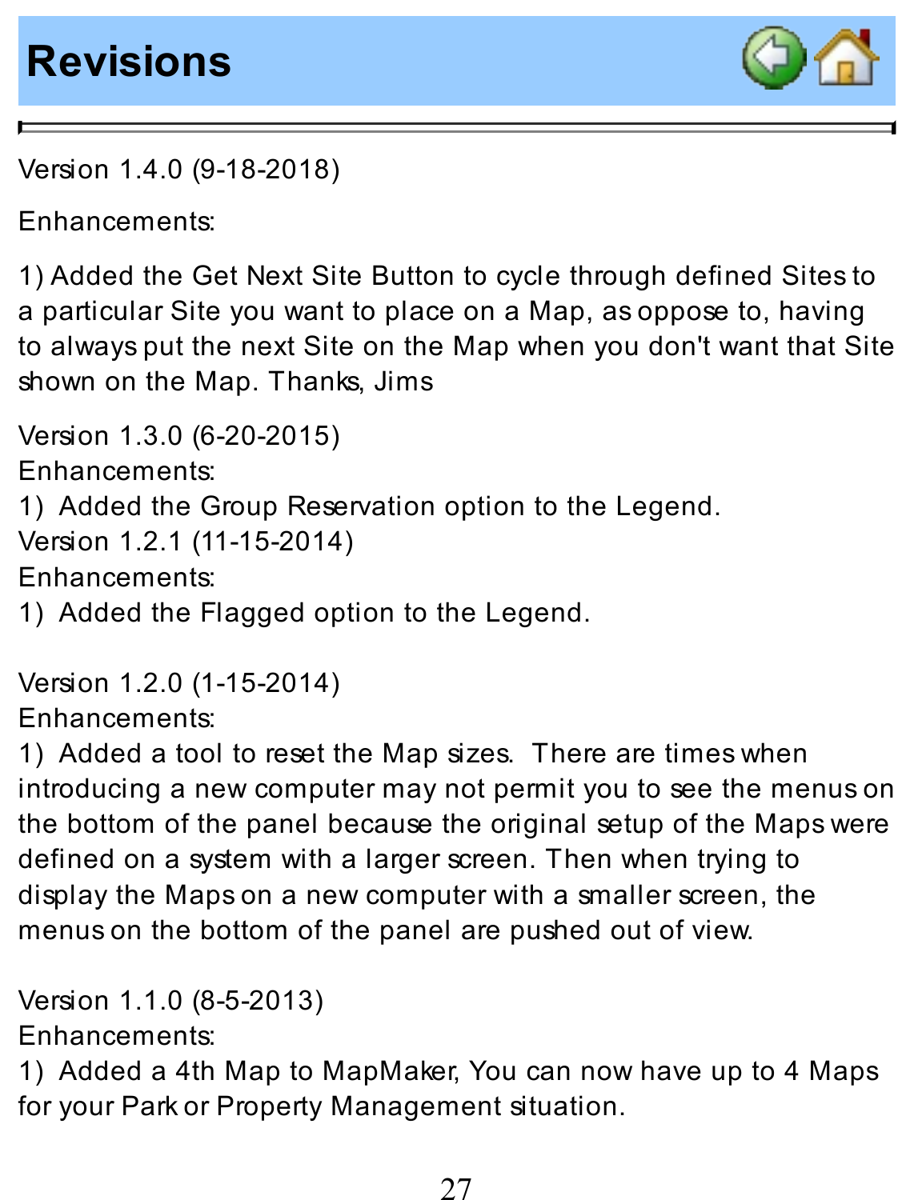# Revisions

Version 1.4.0 (9-18-2018)

Enhancements:

1) Added the Get Next Site Button to cycle through defined Sites to a particular Site you want to place on a Map, as oppose to, having to always put the next Site on the Map when you don't want that Site shown on the Map. Thanks, Jims

Version 1.3.0 (6-20-2015)
Enhancements:
1) Added the Group Reservation option to the Legend.
Version 1.2.1 (11-15-2014)
Enhancements:
1) Added the Flagged option to the Legend.

Version 1.2.0 (1-15-2014)
Enhancements:
1) Added a tool to reset the Map sizes. There are times when introducing a new computer may not permit you to see the menus on the bottom of the panel because the original setup of the Maps were defined on a system with a larger screen. Then when trying to display the Maps on a new computer with a smaller screen, the menus on the bottom of the panel are pushed out of view.

Version 1.1.0 (8-5-2013)
Enhancements:
1) Added a 4th Map to MapMaker, You can now have up to 4 Maps for your Park or Property Management situation.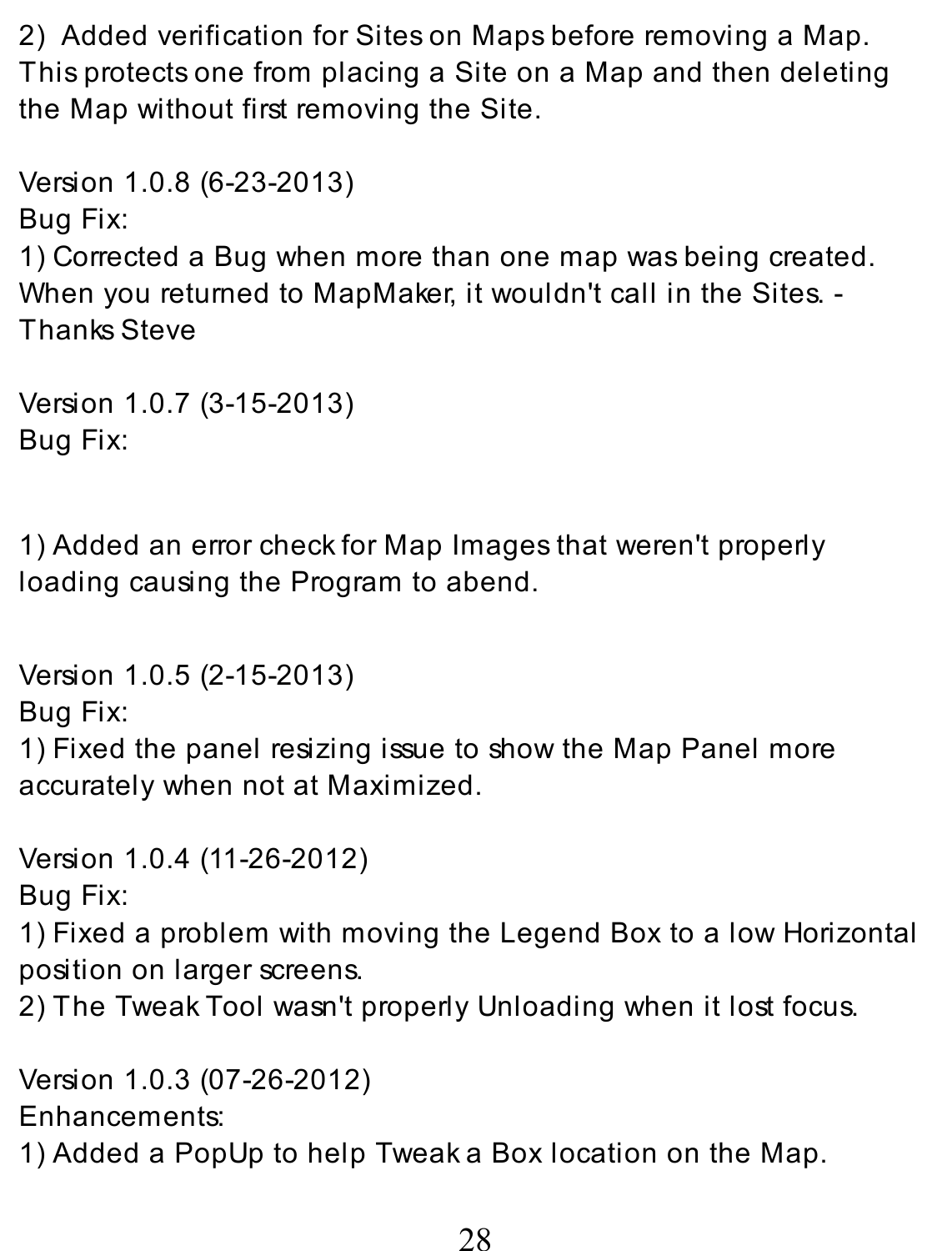2) Added verification for Sites on Maps before removing a Map. This protects one from placing a Site on a Map and then deleting the Map without first removing the Site.

Version 1.0.8 (6-23-2013)
Bug Fix:
1) Corrected a Bug when more than one map was being created. When you returned to MapMaker, it wouldn't call in the Sites. - Thanks Steve

Version 1.0.7 (3-15-2013)
Bug Fix:

1) Added an error check for Map Images that weren't properly loading causing the Program to abend.

Version 1.0.5 (2-15-2013)
Bug Fix:
1) Fixed the panel resizing issue to show the Map Panel more accurately when not at Maximized.

Version 1.0.4 (11-26-2012)
Bug Fix:
1) Fixed a problem with moving the Legend Box to a low Horizontal position on larger screens.
2) The Tweak Tool wasn't properly Unloading when it lost focus.

Version 1.0.3 (07-26-2012)
Enhancements:
1) Added a PopUp to help Tweak a Box location on the Map.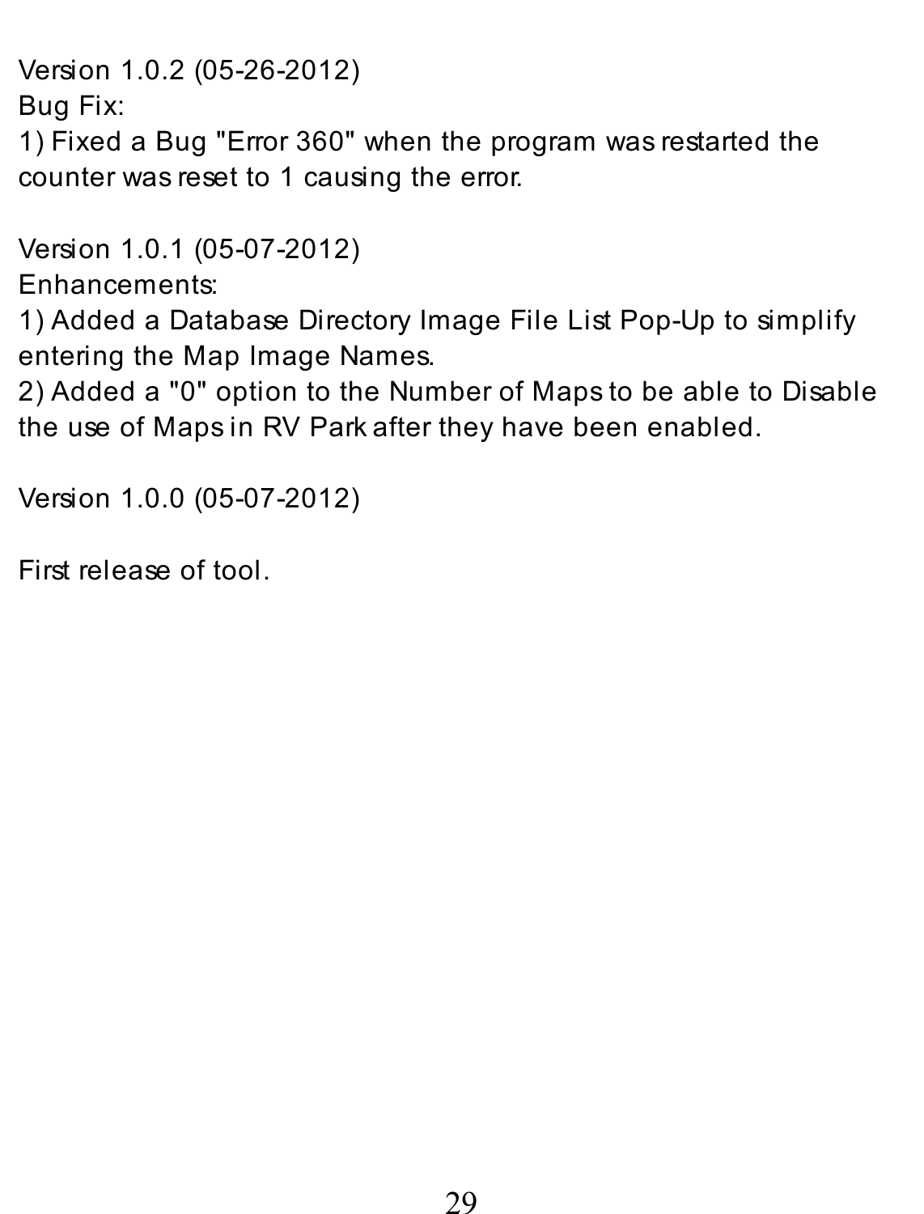Version 1.0.2 (05-26-2012)
Bug Fix:
1) Fixed a Bug "Error 360" when the program was restarted the counter was reset to 1 causing the error.

Version 1.0.1 (05-07-2012)
Enhancements:
1) Added a Database Directory Image File List Pop-Up to simplify entering the Map Image Names.
2) Added a "0" option to the Number of Maps to be able to Disable the use of Maps in RV Park after they have been enabled.

Version 1.0.0 (05-07-2012)

First release of tool.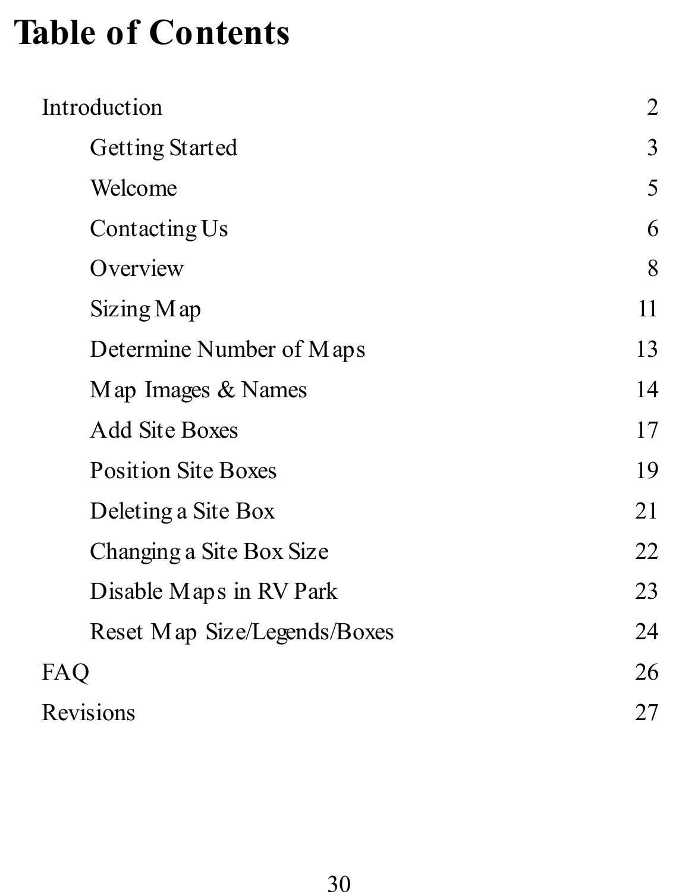# Table of Contents

| | |
|---|---|
| Introduction | 2 |
| Getting Started | 3 |
| Welcome | 5 |
| Contacting Us | 6 |
| Overview | 8 |
| Sizing Map | 11 |
| Determine Number of Maps | 13 |
| Map Images & Names | 14 |
| Add Site Boxes | 17 |
| Position Site Boxes | 19 |
| Deleting a Site Box | 21 |
| Changing a Site Box Size | 22 |
| Disable Maps in RV Park | 23 |
| Reset Map Size/Legends/Boxes | 24 |
| FAQ | 26 |
| Revisions | 27 |